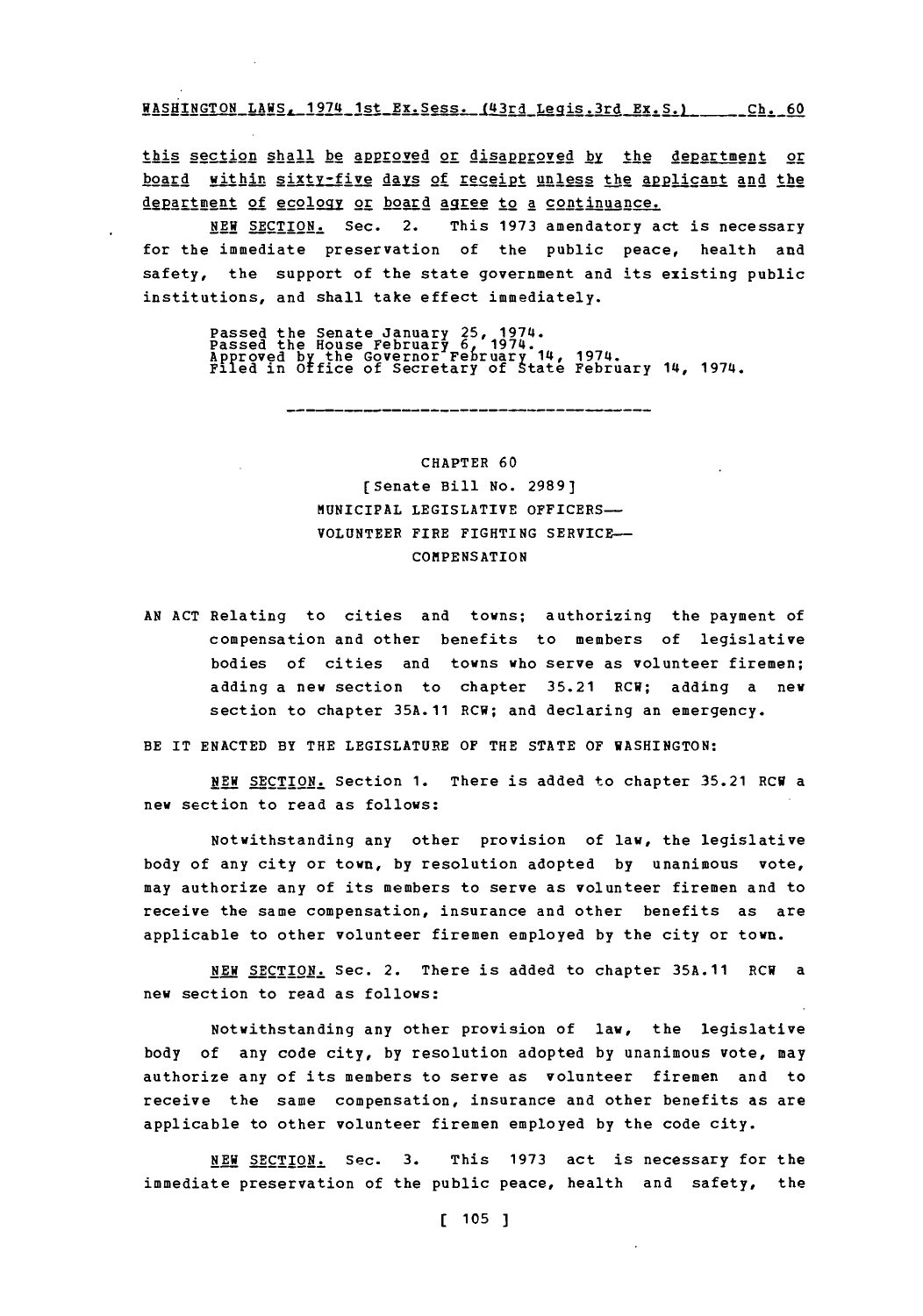this section shall be approved or disapproved by the department or board within sixty-five days of receipt unless the applicant and the department of ecology or board agree to a continuance.

NEW SECTION. Sec. 2. This 1973 amendatory act is necessary for the immediate preservation of the public peace, health and safety, the support of the state government and its existing public institutions, and shall take effect immediately.

Passed the Senate January 25, 1974.
Passed the House February 6, 1974.
Approved by the Governor February 14, 1974.
Filed in Office of Secretary of State February 14, 1974.

---

## CHAPTER 60

### [Senate Bill No. 2989]

### MUNICIPAL LEGISLATIVE OFFICERS— VOLUNTEER FIRE FIGHTING SERVICE— COMPENSATION

AN ACT Relating to cities and towns; authorizing the payment of compensation and other benefits to members of legislative bodies of cities and towns who serve as volunteer firemen; adding a new section to chapter 35.21 RCW; adding a new section to chapter 35A.11 RCW; and declaring an emergency.

BE IT ENACTED BY THE LEGISLATURE OF THE STATE OF WASHINGTON:

NEW SECTION. Section 1. There is added to chapter 35.21 RCW a new section to read as follows:

Notwithstanding any other provision of law, the legislative body of any city or town, by resolution adopted by unanimous vote, may authorize any of its members to serve as volunteer firemen and to receive the same compensation, insurance and other benefits as are applicable to other volunteer firemen employed by the city or town.

NEW SECTION. Sec. 2. There is added to chapter 35A.11 RCW a new section to read as follows:

Notwithstanding any other provision of law, the legislative body of any code city, by resolution adopted by unanimous vote, may authorize any of its members to serve as volunteer firemen and to receive the same compensation, insurance and other benefits as are applicable to other volunteer firemen employed by the code city.

NEW SECTION. Sec. 3. This 1973 act is necessary for the immediate preservation of the public peace, health and safety, the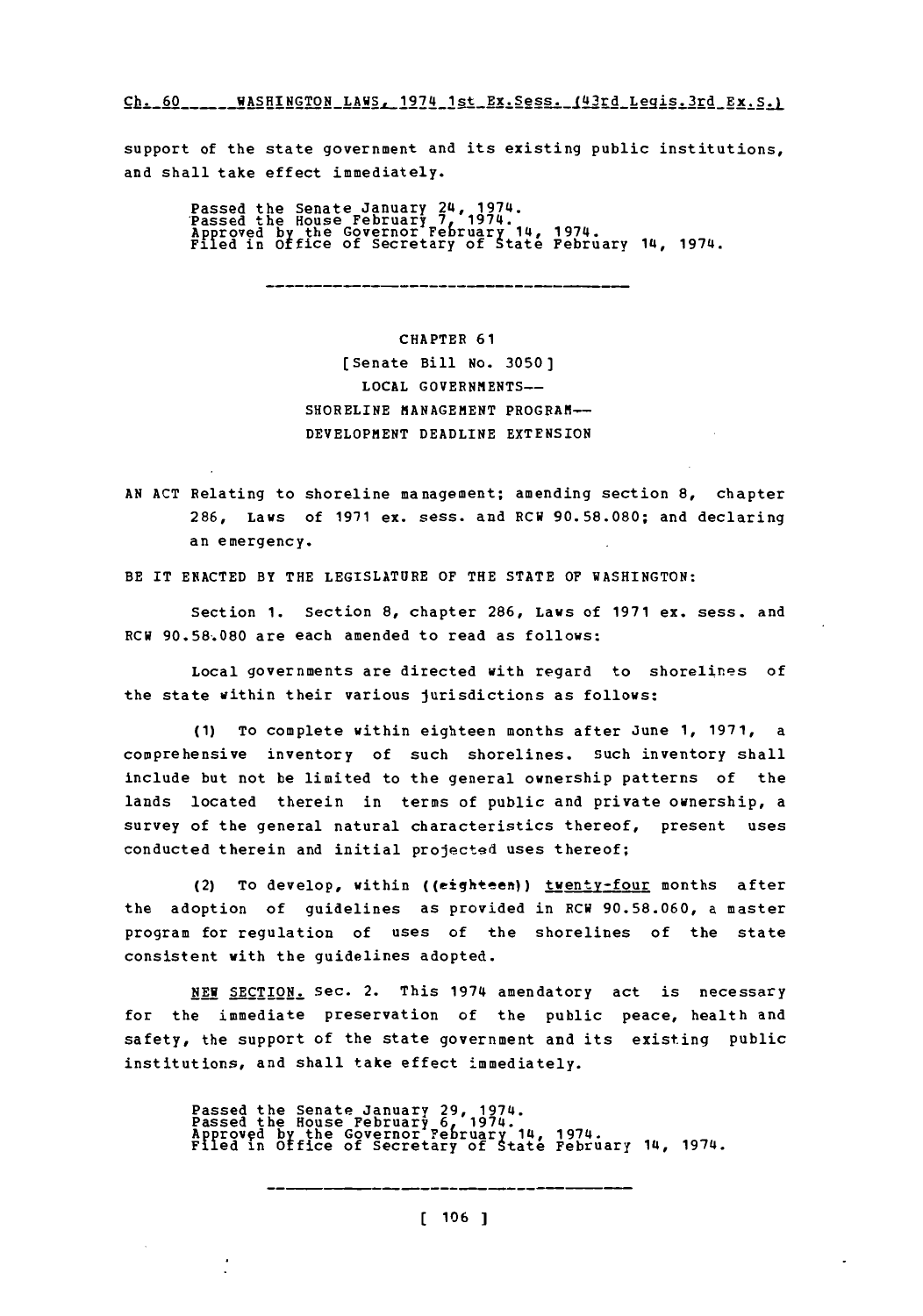support of the state government and its existing public institutions, and shall take effect immediately.

Passed the Senate January 24, 1974.
Passed the House February 7, 1974.
Approved by the Governor February 14, 1974.
Filed in Office of Secretary of State February 14, 1974.

---

CHAPTER 61

[Senate Bill No. 3050]

LOCAL GOVERNMENTS--
SHORELINE MANAGEMENT PROGRAM--
DEVELOPMENT DEADLINE EXTENSION

AN ACT Relating to shoreline management; amending section 8, chapter 286, Laws of 1971 ex. sess. and RCW 90.58.080; and declaring an emergency.

BE IT ENACTED BY THE LEGISLATURE OF THE STATE OF WASHINGTON:

Section 1. Section 8, chapter 286, Laws of 1971 ex. sess. and RCW 90.58.080 are each amended to read as follows:

Local governments are directed with regard to shorelines of the state within their various jurisdictions as follows:

(1) To complete within eighteen months after June 1, 1971, a comprehensive inventory of such shorelines. Such inventory shall include but not be limited to the general ownership patterns of the lands located therein in terms of public and private ownership, a survey of the general natural characteristics thereof, present uses conducted therein and initial projected uses thereof;

(2) To develop, within ((~~eighteen~~)) twenty-four months after the adoption of guidelines as provided in RCW 90.58.060, a master program for regulation of uses of the shorelines of the state consistent with the guidelines adopted.

NEW SECTION. Sec. 2. This 1974 amendatory act is necessary for the immediate preservation of the public peace, health and safety, the support of the state government and its existing public institutions, and shall take effect immediately.

Passed the Senate January 29, 1974.
Passed the House February 6, 1974.
Approved by the Governor February 14, 1974.
Filed in Office of Secretary of State February 14, 1974.

---